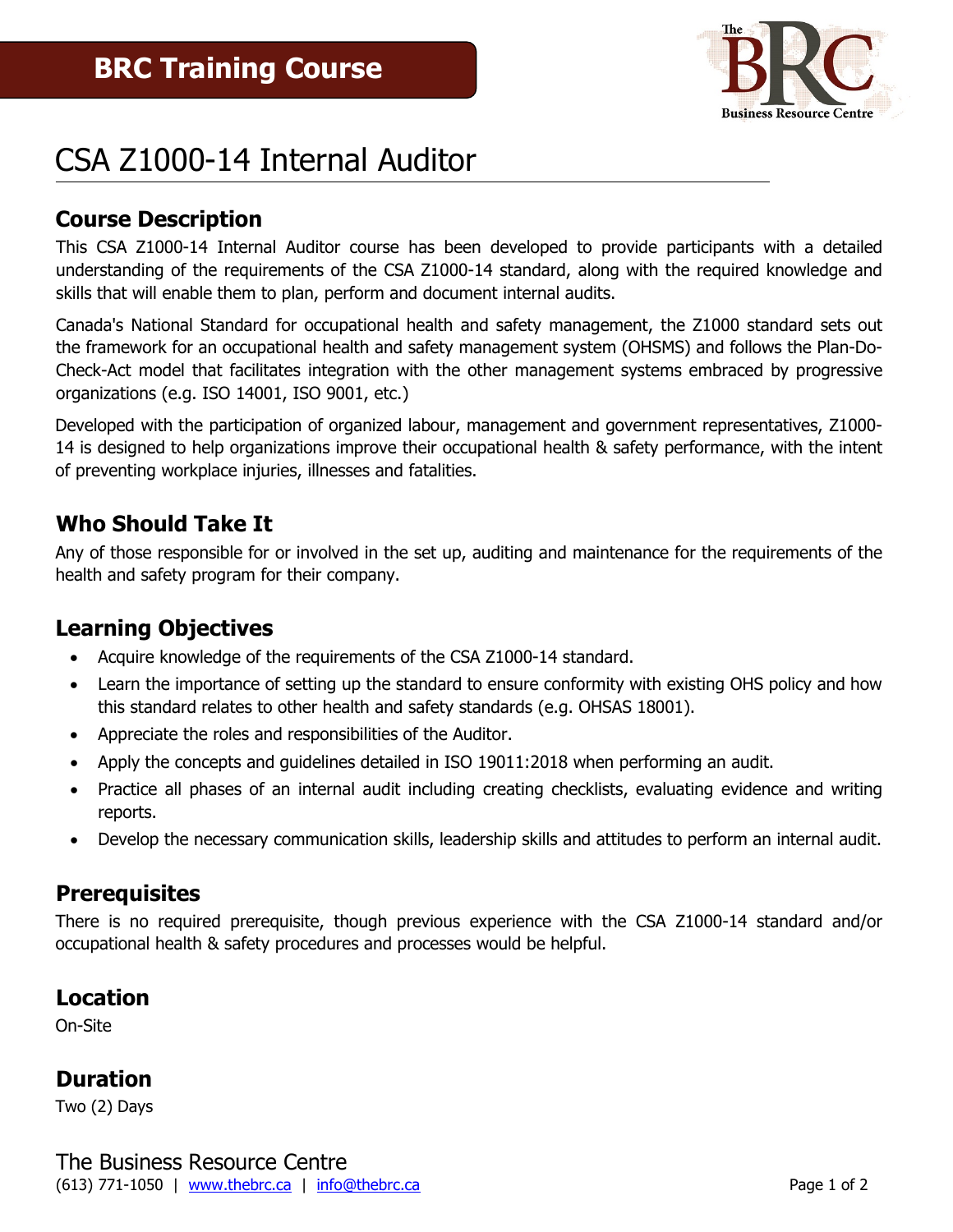# BRC Training Course

# CSA Z1000-14 Internal Auditor

## Course Description

This CSA Z1000-14 Internal Auditor course has been developed to provide participants with a detailed understanding of the requirements of the CSA Z1000-14 standard, along with the required knowledge and skills that will enable them to plan, perform and document internal audits.

Canada's National Standard for occupational health and safety management, the Z1000 standard sets out the framework for an occupational health and safety management system (OHSMS) and follows the Plan-Do-Check-Act model that facilitates integration with the other management systems embraced by progressive organizations (e.g. ISO 14001, ISO 9001, etc.)

Developed with the participation of organized labour, management and government representatives, Z1000-14 is designed to help organizations improve their occupational health & safety performance, with the intent of preventing workplace injuries, illnesses and fatalities.

## Who Should Take It

Any of those responsible for or involved in the set up, auditing and maintenance for the requirements of the health and safety program for their company.

## Learning Objectives

- Acquire knowledge of the requirements of the CSA Z1000-14 standard.
- Learn the importance of setting up the standard to ensure conformity with existing OHS policy and how this standard relates to other health and safety standards (e.g. OHSAS 18001).
- Appreciate the roles and responsibilities of the Auditor.
- Apply the concepts and guidelines detailed in ISO 19011:2018 when performing an audit.
- Practice all phases of an internal audit including creating checklists, evaluating evidence and writing reports.
- Develop the necessary communication skills, leadership skills and attitudes to perform an internal audit.

## Prerequisites

There is no required prerequisite, though previous experience with the CSA Z1000-14 standard and/or occupational health & safety procedures and processes would be helpful.

## Location

On-Site

## Duration

Two (2) Days

The Business Resource Centre
(613) 771-1050 | www.thebrc.ca | info@thebrc.ca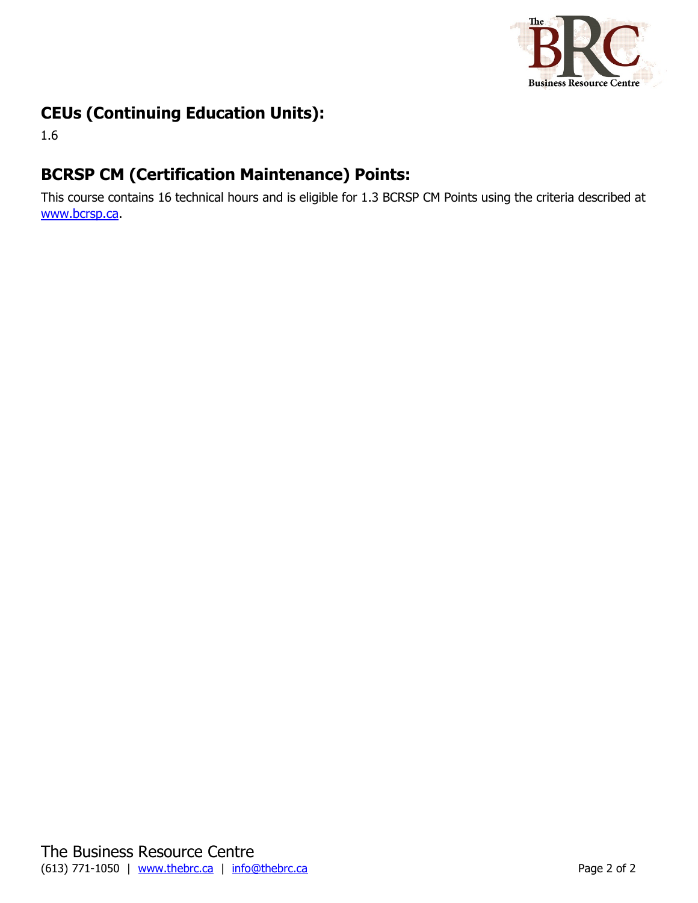## CEUs (Continuing Education Units):

1.6

## BCRSP CM (Certification Maintenance) Points:

This course contains 16 technical hours and is eligible for 1.3 BCRSP CM Points using the criteria described at www.bcrsp.ca.